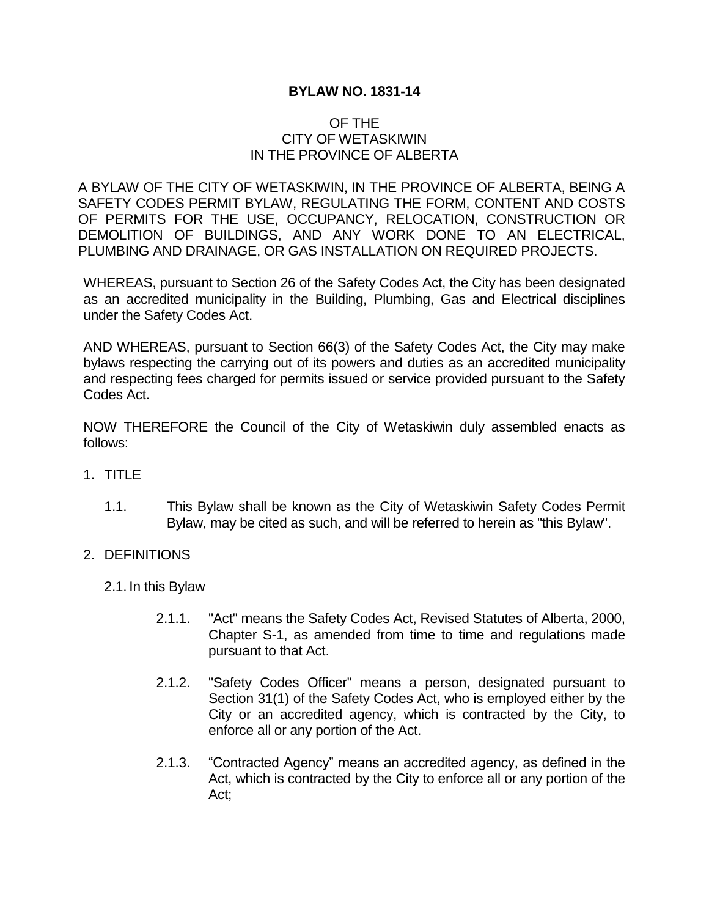# BYLAW NO. 1831-14

OF THE
CITY OF WETASKIWIN
IN THE PROVINCE OF ALBERTA

A BYLAW OF THE CITY OF WETASKIWIN, IN THE PROVINCE OF ALBERTA, BEING A SAFETY CODES PERMIT BYLAW, REGULATING THE FORM, CONTENT AND COSTS OF PERMITS FOR THE USE, OCCUPANCY, RELOCATION, CONSTRUCTION OR DEMOLITION OF BUILDINGS, AND ANY WORK DONE TO AN ELECTRICAL, PLUMBING AND DRAINAGE, OR GAS INSTALLATION ON REQUIRED PROJECTS.

WHEREAS, pursuant to Section 26 of the Safety Codes Act, the City has been designated as an accredited municipality in the Building, Plumbing, Gas and Electrical disciplines under the Safety Codes Act.

AND WHEREAS, pursuant to Section 66(3) of the Safety Codes Act, the City may make bylaws respecting the carrying out of its powers and duties as an accredited municipality and respecting fees charged for permits issued or service provided pursuant to the Safety Codes Act.

NOW THEREFORE the Council of the City of Wetaskiwin duly assembled enacts as follows:

1. TITLE

   1.1. This Bylaw shall be known as the City of Wetaskiwin Safety Codes Permit Bylaw, may be cited as such, and will be referred to herein as "this Bylaw".

2. DEFINITIONS

   2.1. In this Bylaw

      2.1.1. "Act" means the Safety Codes Act, Revised Statutes of Alberta, 2000, Chapter S-1, as amended from time to time and regulations made pursuant to that Act.

      2.1.2. "Safety Codes Officer" means a person, designated pursuant to Section 31(1) of the Safety Codes Act, who is employed either by the City or an accredited agency, which is contracted by the City, to enforce all or any portion of the Act.

      2.1.3. "Contracted Agency" means an accredited agency, as defined in the Act, which is contracted by the City to enforce all or any portion of the Act;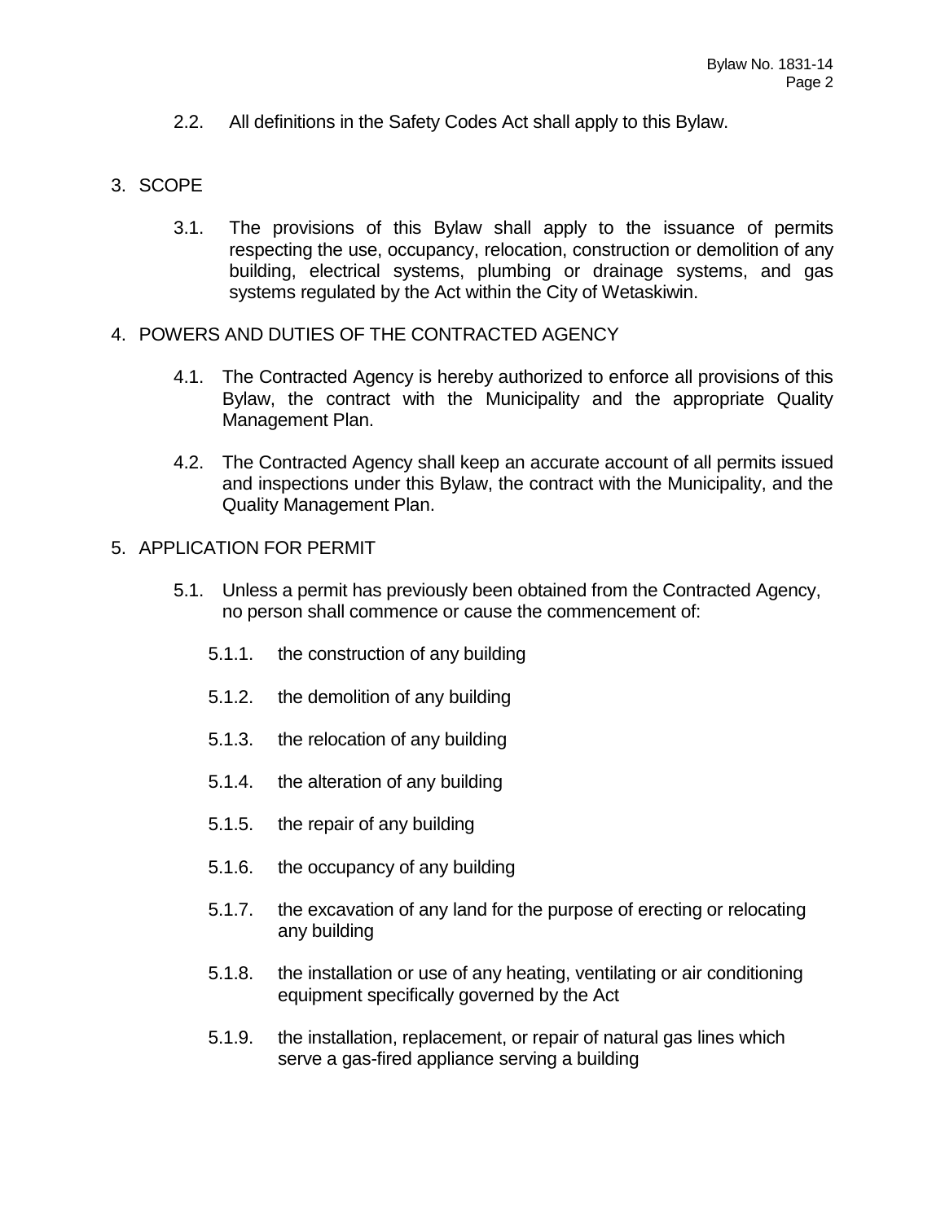2.2. All definitions in the Safety Codes Act shall apply to this Bylaw.

## 3. SCOPE

3.1. The provisions of this Bylaw shall apply to the issuance of permits respecting the use, occupancy, relocation, construction or demolition of any building, electrical systems, plumbing or drainage systems, and gas systems regulated by the Act within the City of Wetaskiwin.

## 4. POWERS AND DUTIES OF THE CONTRACTED AGENCY

4.1. The Contracted Agency is hereby authorized to enforce all provisions of this Bylaw, the contract with the Municipality and the appropriate Quality Management Plan.

4.2. The Contracted Agency shall keep an accurate account of all permits issued and inspections under this Bylaw, the contract with the Municipality, and the Quality Management Plan.

## 5. APPLICATION FOR PERMIT

5.1. Unless a permit has previously been obtained from the Contracted Agency, no person shall commence or cause the commencement of:

5.1.1. the construction of any building

5.1.2. the demolition of any building

5.1.3. the relocation of any building

5.1.4. the alteration of any building

5.1.5. the repair of any building

5.1.6. the occupancy of any building

5.1.7. the excavation of any land for the purpose of erecting or relocating any building

5.1.8. the installation or use of any heating, ventilating or air conditioning equipment specifically governed by the Act

5.1.9. the installation, replacement, or repair of natural gas lines which serve a gas-fired appliance serving a building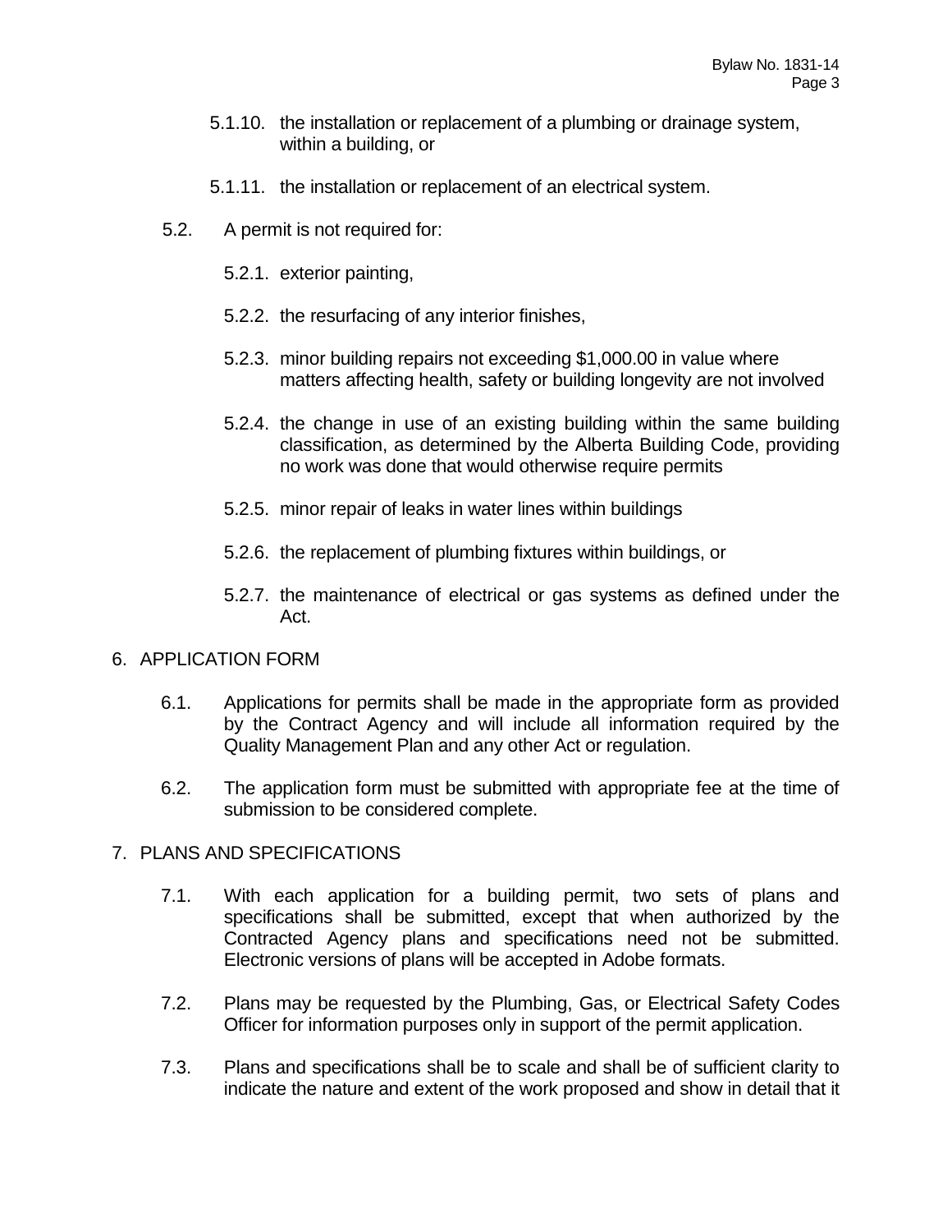5.1.10. the installation or replacement of a plumbing or drainage system, within a building, or

5.1.11. the installation or replacement of an electrical system.

5.2. A permit is not required for:

5.2.1. exterior painting,

5.2.2. the resurfacing of any interior finishes,

5.2.3. minor building repairs not exceeding $1,000.00 in value where matters affecting health, safety or building longevity are not involved

5.2.4. the change in use of an existing building within the same building classification, as determined by the Alberta Building Code, providing no work was done that would otherwise require permits

5.2.5. minor repair of leaks in water lines within buildings

5.2.6. the replacement of plumbing fixtures within buildings, or

5.2.7. the maintenance of electrical or gas systems as defined under the Act.

## 6. APPLICATION FORM

6.1. Applications for permits shall be made in the appropriate form as provided by the Contract Agency and will include all information required by the Quality Management Plan and any other Act or regulation.

6.2. The application form must be submitted with appropriate fee at the time of submission to be considered complete.

## 7. PLANS AND SPECIFICATIONS

7.1. With each application for a building permit, two sets of plans and specifications shall be submitted, except that when authorized by the Contracted Agency plans and specifications need not be submitted. Electronic versions of plans will be accepted in Adobe formats.

7.2. Plans may be requested by the Plumbing, Gas, or Electrical Safety Codes Officer for information purposes only in support of the permit application.

7.3. Plans and specifications shall be to scale and shall be of sufficient clarity to indicate the nature and extent of the work proposed and show in detail that it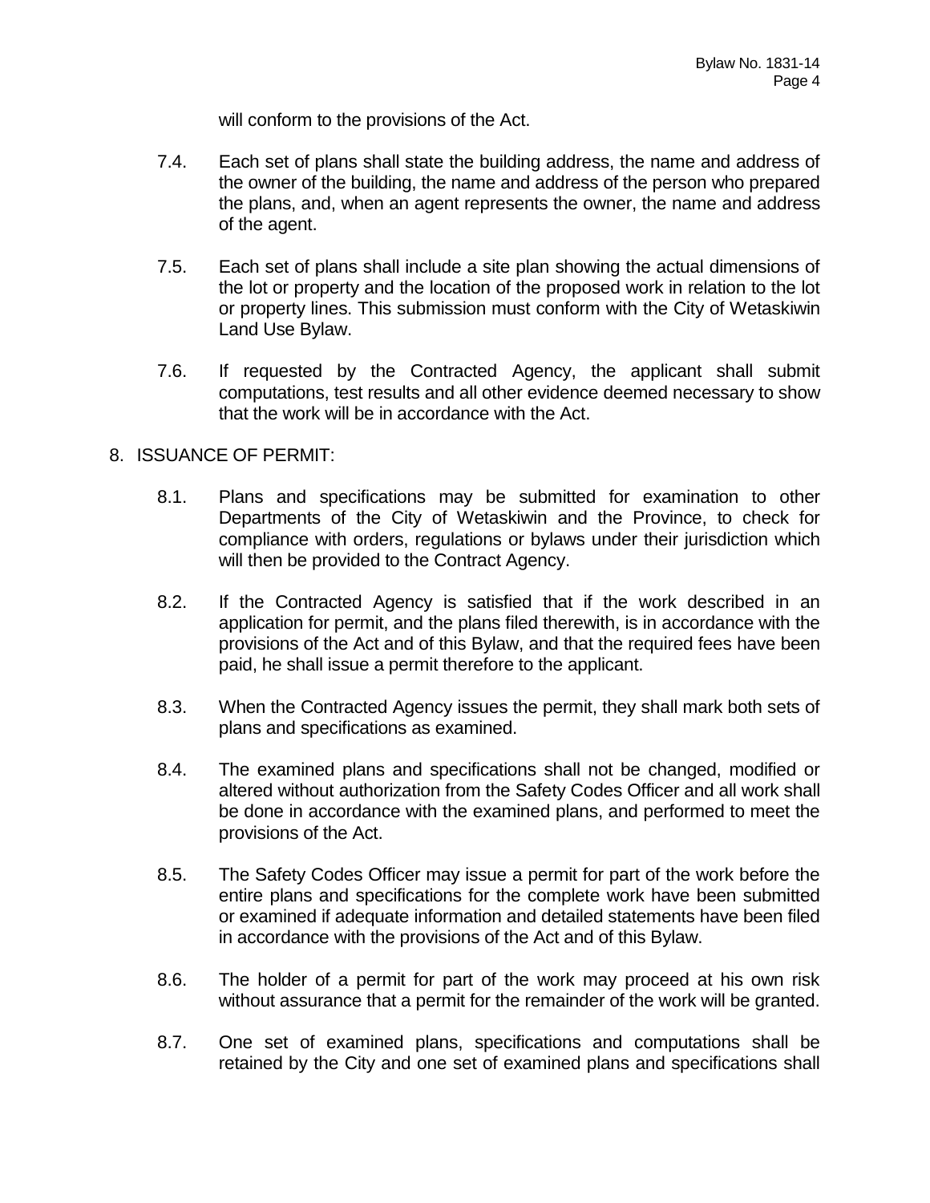will conform to the provisions of the Act.

7.4. Each set of plans shall state the building address, the name and address of the owner of the building, the name and address of the person who prepared the plans, and, when an agent represents the owner, the name and address of the agent.

7.5. Each set of plans shall include a site plan showing the actual dimensions of the lot or property and the location of the proposed work in relation to the lot or property lines. This submission must conform with the City of Wetaskiwin Land Use Bylaw.

7.6. If requested by the Contracted Agency, the applicant shall submit computations, test results and all other evidence deemed necessary to show that the work will be in accordance with the Act.

8. ISSUANCE OF PERMIT:

8.1. Plans and specifications may be submitted for examination to other Departments of the City of Wetaskiwin and the Province, to check for compliance with orders, regulations or bylaws under their jurisdiction which will then be provided to the Contract Agency.

8.2. If the Contracted Agency is satisfied that if the work described in an application for permit, and the plans filed therewith, is in accordance with the provisions of the Act and of this Bylaw, and that the required fees have been paid, he shall issue a permit therefore to the applicant.

8.3. When the Contracted Agency issues the permit, they shall mark both sets of plans and specifications as examined.

8.4. The examined plans and specifications shall not be changed, modified or altered without authorization from the Safety Codes Officer and all work shall be done in accordance with the examined plans, and performed to meet the provisions of the Act.

8.5. The Safety Codes Officer may issue a permit for part of the work before the entire plans and specifications for the complete work have been submitted or examined if adequate information and detailed statements have been filed in accordance with the provisions of the Act and of this Bylaw.

8.6. The holder of a permit for part of the work may proceed at his own risk without assurance that a permit for the remainder of the work will be granted.

8.7. One set of examined plans, specifications and computations shall be retained by the City and one set of examined plans and specifications shall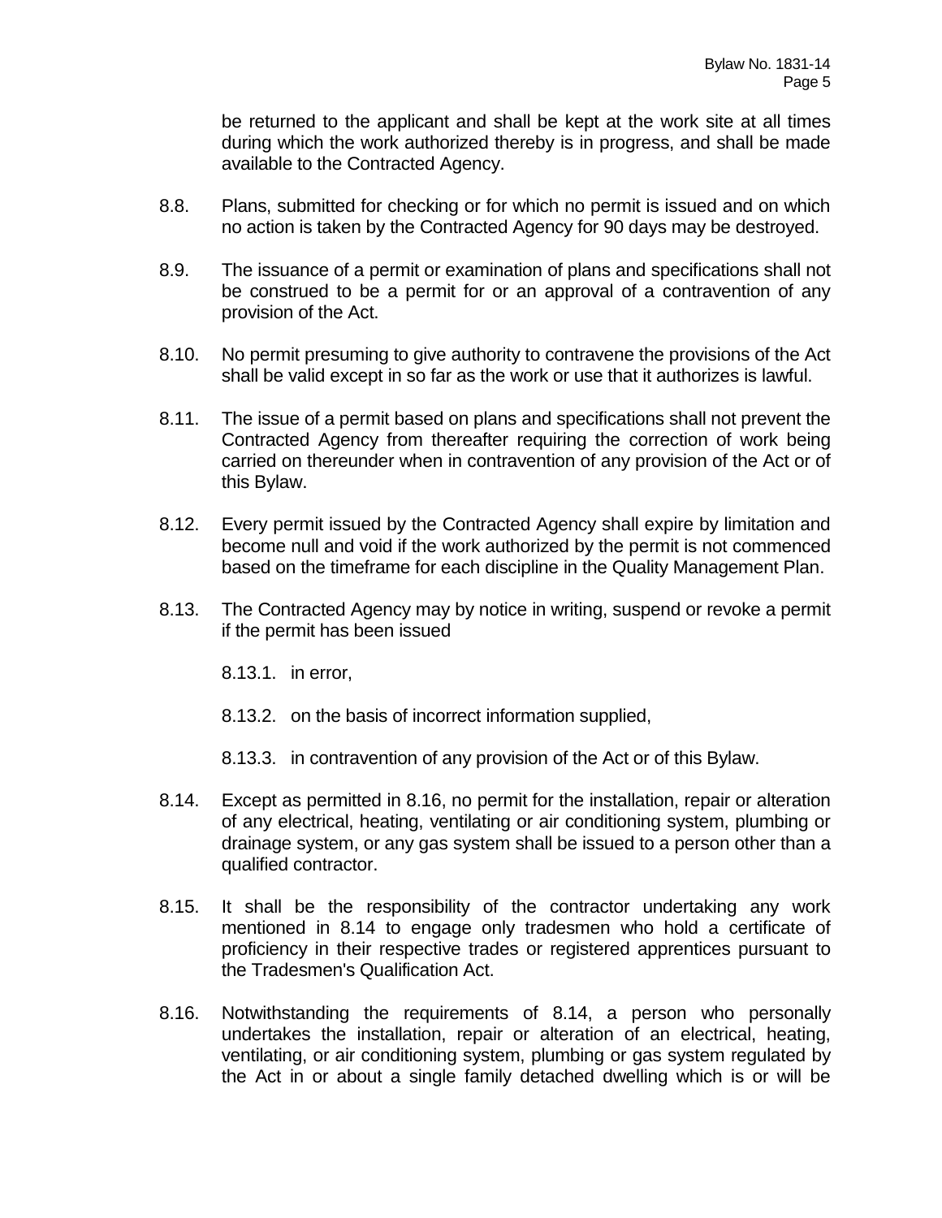be returned to the applicant and shall be kept at the work site at all times during which the work authorized thereby is in progress, and shall be made available to the Contracted Agency.

8.8. Plans, submitted for checking or for which no permit is issued and on which no action is taken by the Contracted Agency for 90 days may be destroyed.

8.9. The issuance of a permit or examination of plans and specifications shall not be construed to be a permit for or an approval of a contravention of any provision of the Act.

8.10. No permit presuming to give authority to contravene the provisions of the Act shall be valid except in so far as the work or use that it authorizes is lawful.

8.11. The issue of a permit based on plans and specifications shall not prevent the Contracted Agency from thereafter requiring the correction of work being carried on thereunder when in contravention of any provision of the Act or of this Bylaw.

8.12. Every permit issued by the Contracted Agency shall expire by limitation and become null and void if the work authorized by the permit is not commenced based on the timeframe for each discipline in the Quality Management Plan.

8.13. The Contracted Agency may by notice in writing, suspend or revoke a permit if the permit has been issued

8.13.1. in error,

8.13.2. on the basis of incorrect information supplied,

8.13.3. in contravention of any provision of the Act or of this Bylaw.

8.14. Except as permitted in 8.16, no permit for the installation, repair or alteration of any electrical, heating, ventilating or air conditioning system, plumbing or drainage system, or any gas system shall be issued to a person other than a qualified contractor.

8.15. It shall be the responsibility of the contractor undertaking any work mentioned in 8.14 to engage only tradesmen who hold a certificate of proficiency in their respective trades or registered apprentices pursuant to the Tradesmen's Qualification Act.

8.16. Notwithstanding the requirements of 8.14, a person who personally undertakes the installation, repair or alteration of an electrical, heating, ventilating, or air conditioning system, plumbing or gas system regulated by the Act in or about a single family detached dwelling which is or will be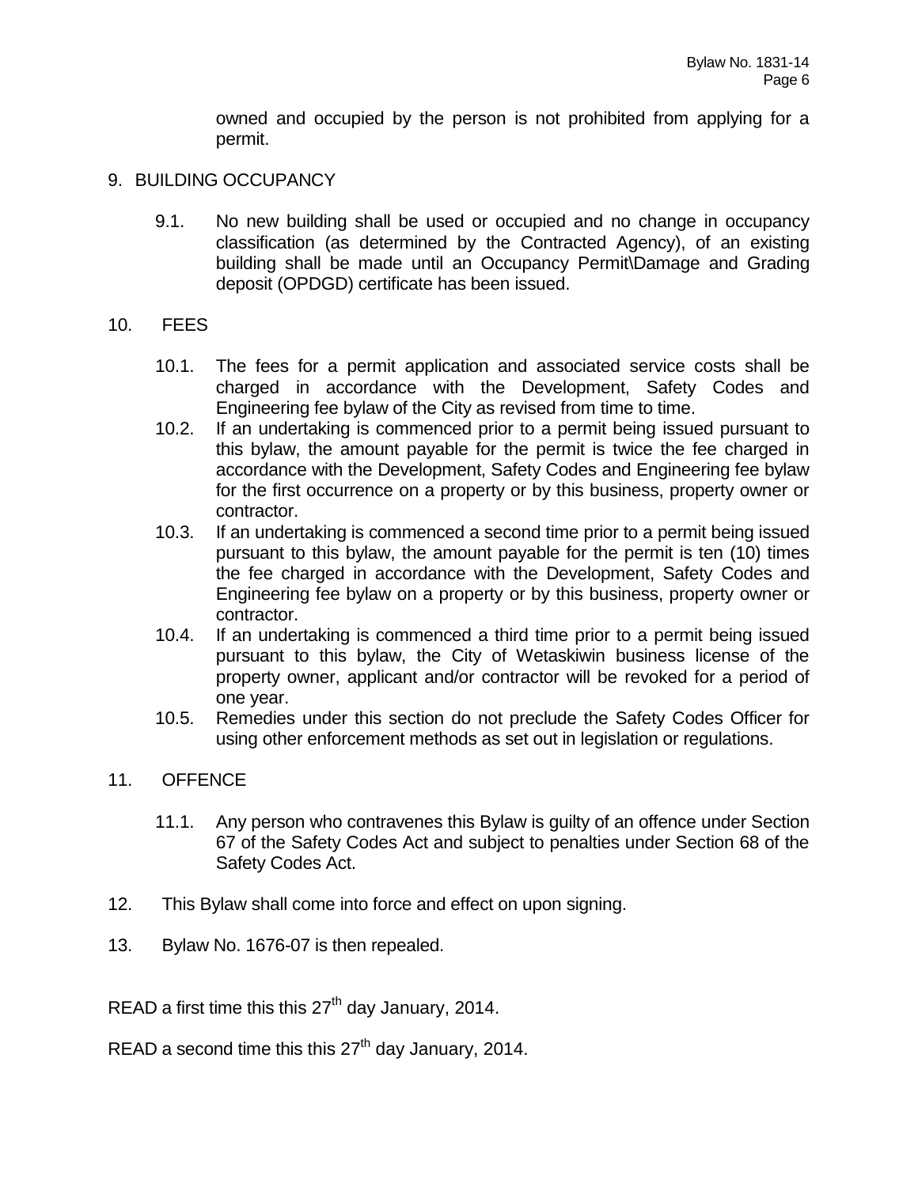owned and occupied by the person is not prohibited from applying for a permit.

9. BUILDING OCCUPANCY

   9.1. No new building shall be used or occupied and no change in occupancy classification (as determined by the Contracted Agency), of an existing building shall be made until an Occupancy Permit\Damage and Grading deposit (OPDGD) certificate has been issued.

10. FEES

   10.1. The fees for a permit application and associated service costs shall be charged in accordance with the Development, Safety Codes and Engineering fee bylaw of the City as revised from time to time.
   10.2. If an undertaking is commenced prior to a permit being issued pursuant to this bylaw, the amount payable for the permit is twice the fee charged in accordance with the Development, Safety Codes and Engineering fee bylaw for the first occurrence on a property or by this business, property owner or contractor.
   10.3. If an undertaking is commenced a second time prior to a permit being issued pursuant to this bylaw, the amount payable for the permit is ten (10) times the fee charged in accordance with the Development, Safety Codes and Engineering fee bylaw on a property or by this business, property owner or contractor.
   10.4. If an undertaking is commenced a third time prior to a permit being issued pursuant to this bylaw, the City of Wetaskiwin business license of the property owner, applicant and/or contractor will be revoked for a period of one year.
   10.5. Remedies under this section do not preclude the Safety Codes Officer for using other enforcement methods as set out in legislation or regulations.

11. OFFENCE

   11.1. Any person who contravenes this Bylaw is guilty of an offence under Section 67 of the Safety Codes Act and subject to penalties under Section 68 of the Safety Codes Act.

12. This Bylaw shall come into force and effect on upon signing.

13. Bylaw No. 1676-07 is then repealed.

READ a first time this this 27th day January, 2014.

READ a second time this this 27th day January, 2014.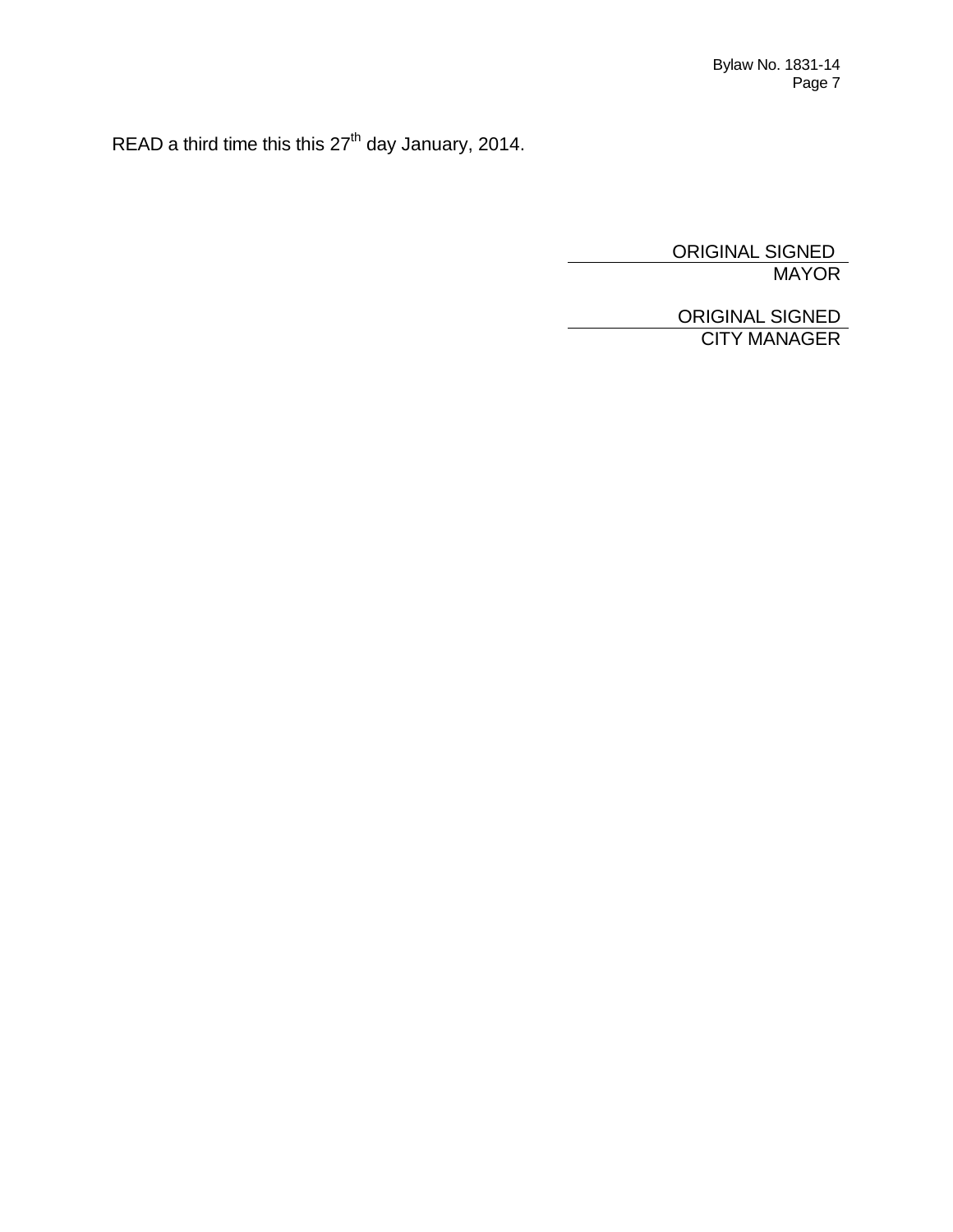READ a third time this this 27th day January, 2014.

ORIGINAL SIGNED
MAYOR

ORIGINAL SIGNED
CITY MANAGER